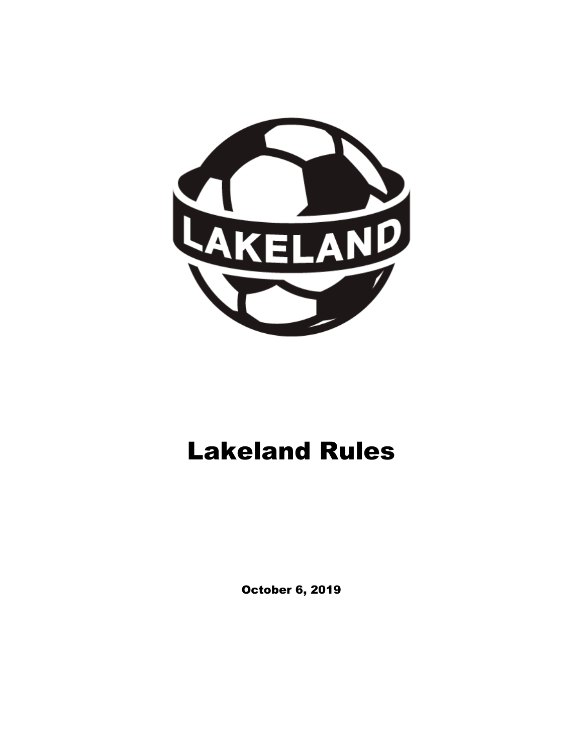# Lakeland Rules

**October 6, 2019**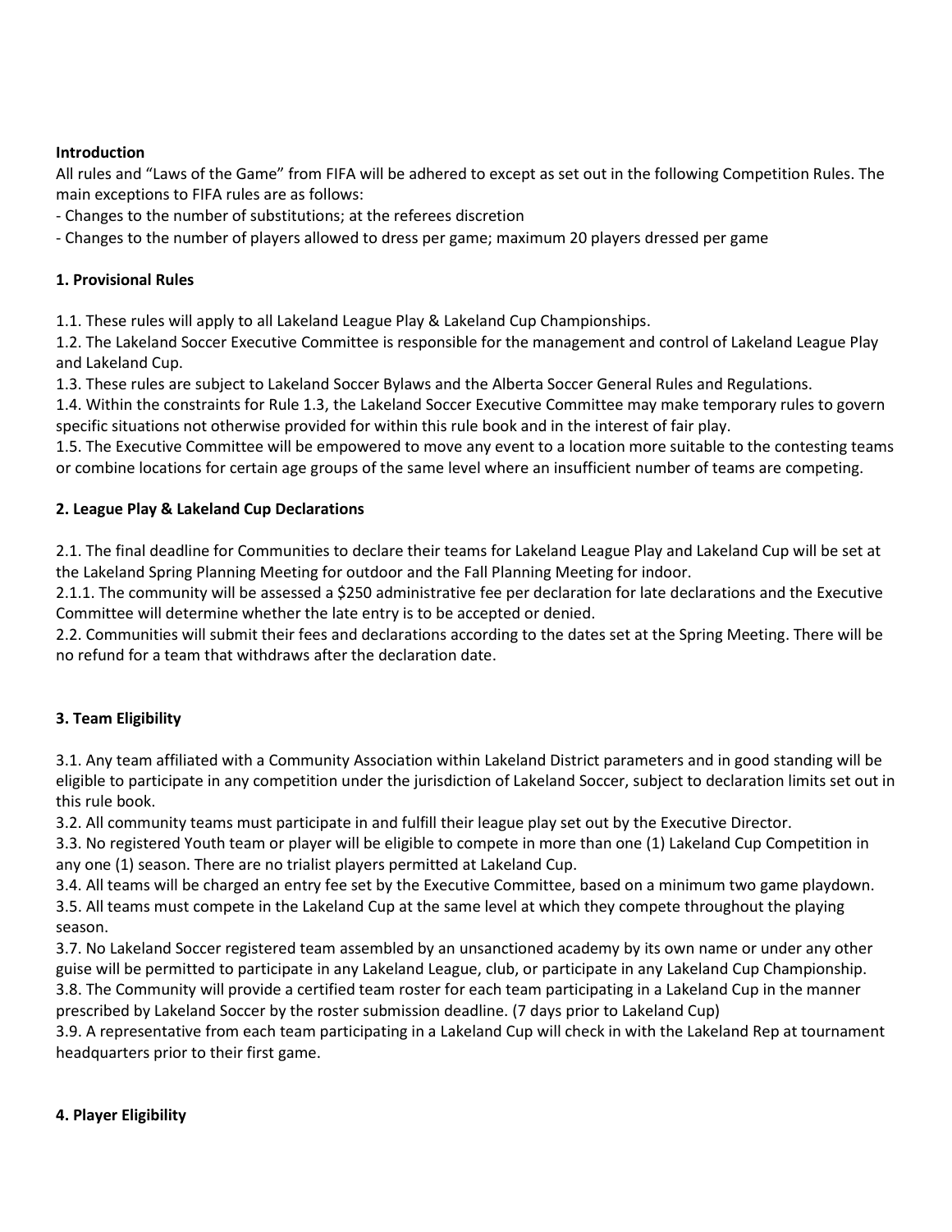**Introduction**

All rules and "Laws of the Game" from FIFA will be adhered to except as set out in the following Competition Rules. The main exceptions to FIFA rules are as follows:

- Changes to the number of substitutions; at the referees discretion
- Changes to the number of players allowed to dress per game; maximum 20 players dressed per game

**1. Provisional Rules**

1.1. These rules will apply to all Lakeland League Play & Lakeland Cup Championships.

1.2. The Lakeland Soccer Executive Committee is responsible for the management and control of Lakeland League Play and Lakeland Cup.

1.3. These rules are subject to Lakeland Soccer Bylaws and the Alberta Soccer General Rules and Regulations.

1.4. Within the constraints for Rule 1.3, the Lakeland Soccer Executive Committee may make temporary rules to govern specific situations not otherwise provided for within this rule book and in the interest of fair play.

1.5. The Executive Committee will be empowered to move any event to a location more suitable to the contesting teams or combine locations for certain age groups of the same level where an insufficient number of teams are competing.

**2. League Play & Lakeland Cup Declarations**

2.1. The final deadline for Communities to declare their teams for Lakeland League Play and Lakeland Cup will be set at the Lakeland Spring Planning Meeting for outdoor and the Fall Planning Meeting for indoor.

2.1.1. The community will be assessed a $250 administrative fee per declaration for late declarations and the Executive Committee will determine whether the late entry is to be accepted or denied.

2.2. Communities will submit their fees and declarations according to the dates set at the Spring Meeting. There will be no refund for a team that withdraws after the declaration date.

**3. Team Eligibility**

3.1. Any team affiliated with a Community Association within Lakeland District parameters and in good standing will be eligible to participate in any competition under the jurisdiction of Lakeland Soccer, subject to declaration limits set out in this rule book.

3.2. All community teams must participate in and fulfill their league play set out by the Executive Director.

3.3. No registered Youth team or player will be eligible to compete in more than one (1) Lakeland Cup Competition in any one (1) season. There are no trialist players permitted at Lakeland Cup.

3.4. All teams will be charged an entry fee set by the Executive Committee, based on a minimum two game playdown.

3.5. All teams must compete in the Lakeland Cup at the same level at which they compete throughout the playing season.

3.7. No Lakeland Soccer registered team assembled by an unsanctioned academy by its own name or under any other guise will be permitted to participate in any Lakeland League, club, or participate in any Lakeland Cup Championship.

3.8. The Community will provide a certified team roster for each team participating in a Lakeland Cup in the manner prescribed by Lakeland Soccer by the roster submission deadline. (7 days prior to Lakeland Cup)

3.9. A representative from each team participating in a Lakeland Cup will check in with the Lakeland Rep at tournament headquarters prior to their first game.

**4. Player Eligibility**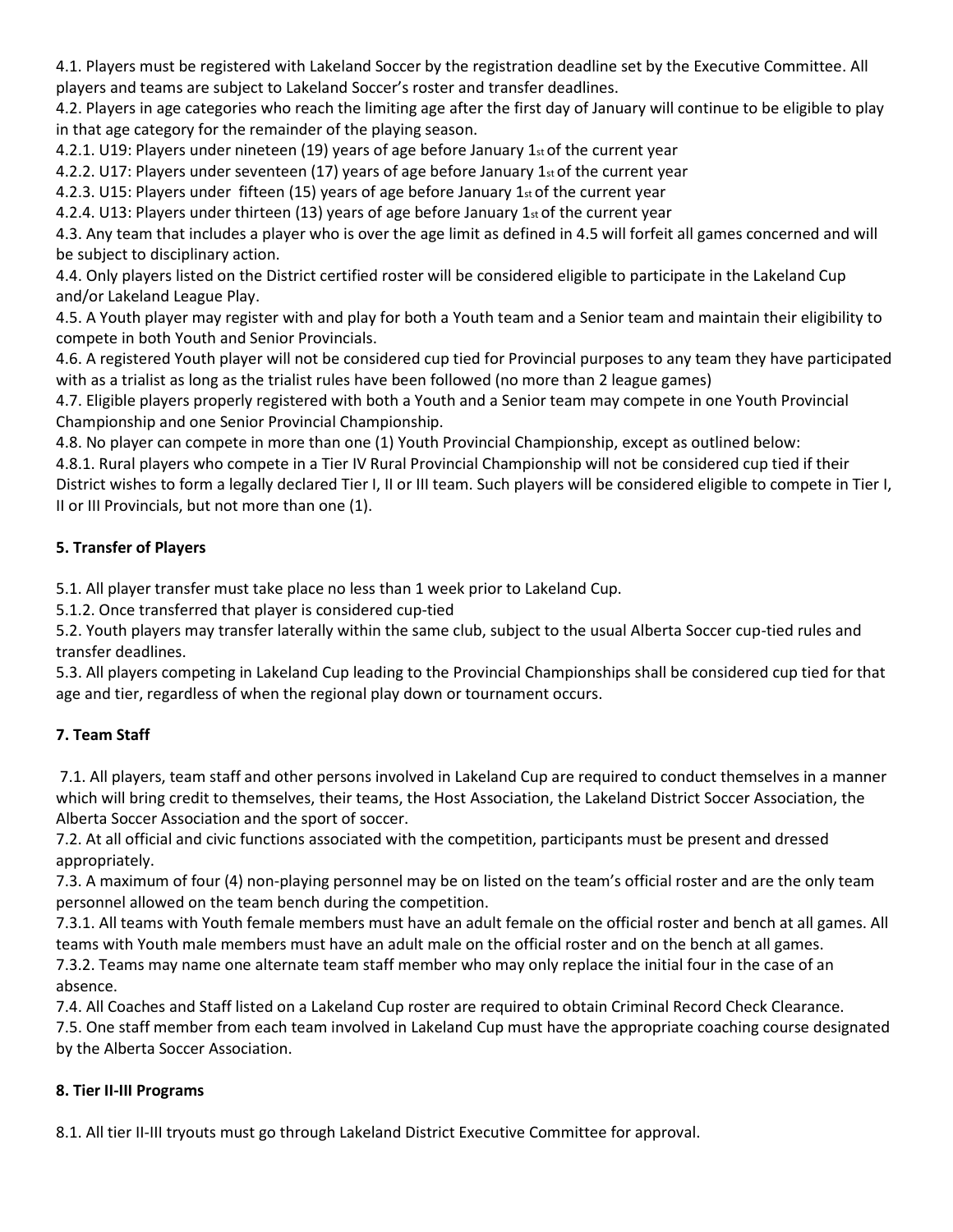4.1. Players must be registered with Lakeland Soccer by the registration deadline set by the Executive Committee. All players and teams are subject to Lakeland Soccer's roster and transfer deadlines.

4.2. Players in age categories who reach the limiting age after the first day of January will continue to be eligible to play in that age category for the remainder of the playing season.

4.2.1. U19: Players under nineteen (19) years of age before January 1st of the current year

4.2.2. U17: Players under seventeen (17) years of age before January 1st of the current year

4.2.3. U15: Players under fifteen (15) years of age before January 1st of the current year

4.2.4. U13: Players under thirteen (13) years of age before January 1st of the current year

4.3. Any team that includes a player who is over the age limit as defined in 4.5 will forfeit all games concerned and will be subject to disciplinary action.

4.4. Only players listed on the District certified roster will be considered eligible to participate in the Lakeland Cup and/or Lakeland League Play.

4.5. A Youth player may register with and play for both a Youth team and a Senior team and maintain their eligibility to compete in both Youth and Senior Provincials.

4.6. A registered Youth player will not be considered cup tied for Provincial purposes to any team they have participated with as a trialist as long as the trialist rules have been followed (no more than 2 league games)

4.7. Eligible players properly registered with both a Youth and a Senior team may compete in one Youth Provincial Championship and one Senior Provincial Championship.

4.8. No player can compete in more than one (1) Youth Provincial Championship, except as outlined below:

4.8.1. Rural players who compete in a Tier IV Rural Provincial Championship will not be considered cup tied if their District wishes to form a legally declared Tier I, II or III team. Such players will be considered eligible to compete in Tier I, II or III Provincials, but not more than one (1).

**5. Transfer of Players**

5.1. All player transfer must take place no less than 1 week prior to Lakeland Cup.

5.1.2. Once transferred that player is considered cup-tied

5.2. Youth players may transfer laterally within the same club, subject to the usual Alberta Soccer cup-tied rules and transfer deadlines.

5.3. All players competing in Lakeland Cup leading to the Provincial Championships shall be considered cup tied for that age and tier, regardless of when the regional play down or tournament occurs.

**7. Team Staff**

7.1. All players, team staff and other persons involved in Lakeland Cup are required to conduct themselves in a manner which will bring credit to themselves, their teams, the Host Association, the Lakeland District Soccer Association, the Alberta Soccer Association and the sport of soccer.

7.2. At all official and civic functions associated with the competition, participants must be present and dressed appropriately.

7.3. A maximum of four (4) non-playing personnel may be on listed on the team's official roster and are the only team personnel allowed on the team bench during the competition.

7.3.1. All teams with Youth female members must have an adult female on the official roster and bench at all games. All teams with Youth male members must have an adult male on the official roster and on the bench at all games.

7.3.2. Teams may name one alternate team staff member who may only replace the initial four in the case of an absence.

7.4. All Coaches and Staff listed on a Lakeland Cup roster are required to obtain Criminal Record Check Clearance.

7.5. One staff member from each team involved in Lakeland Cup must have the appropriate coaching course designated by the Alberta Soccer Association.

**8. Tier II-III Programs**

8.1. All tier II-III tryouts must go through Lakeland District Executive Committee for approval.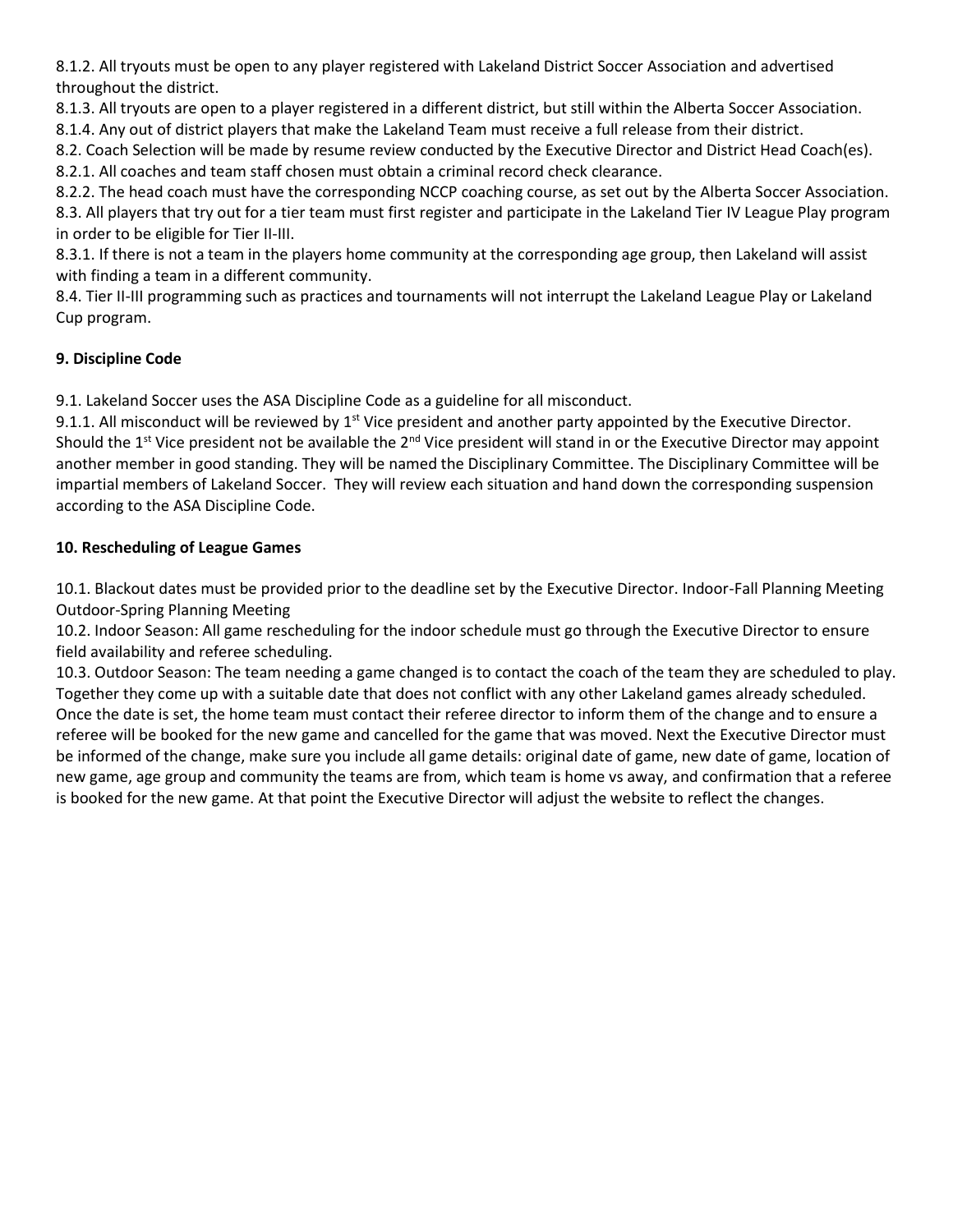8.1.2. All tryouts must be open to any player registered with Lakeland District Soccer Association and advertised throughout the district.

8.1.3. All tryouts are open to a player registered in a different district, but still within the Alberta Soccer Association.

8.1.4. Any out of district players that make the Lakeland Team must receive a full release from their district.

8.2. Coach Selection will be made by resume review conducted by the Executive Director and District Head Coach(es).

8.2.1. All coaches and team staff chosen must obtain a criminal record check clearance.

8.2.2. The head coach must have the corresponding NCCP coaching course, as set out by the Alberta Soccer Association.

8.3. All players that try out for a tier team must first register and participate in the Lakeland Tier IV League Play program in order to be eligible for Tier II-III.

8.3.1. If there is not a team in the players home community at the corresponding age group, then Lakeland will assist with finding a team in a different community.

8.4. Tier II-III programming such as practices and tournaments will not interrupt the Lakeland League Play or Lakeland Cup program.

**9. Discipline Code**

9.1. Lakeland Soccer uses the ASA Discipline Code as a guideline for all misconduct.

9.1.1. All misconduct will be reviewed by 1st Vice president and another party appointed by the Executive Director. Should the 1st Vice president not be available the 2nd Vice president will stand in or the Executive Director may appoint another member in good standing. They will be named the Disciplinary Committee. The Disciplinary Committee will be impartial members of Lakeland Soccer. They will review each situation and hand down the corresponding suspension according to the ASA Discipline Code.

**10. Rescheduling of League Games**

10.1. Blackout dates must be provided prior to the deadline set by the Executive Director. Indoor-Fall Planning Meeting Outdoor-Spring Planning Meeting

10.2. Indoor Season: All game rescheduling for the indoor schedule must go through the Executive Director to ensure field availability and referee scheduling.

10.3. Outdoor Season: The team needing a game changed is to contact the coach of the team they are scheduled to play. Together they come up with a suitable date that does not conflict with any other Lakeland games already scheduled. Once the date is set, the home team must contact their referee director to inform them of the change and to ensure a referee will be booked for the new game and cancelled for the game that was moved. Next the Executive Director must be informed of the change, make sure you include all game details: original date of game, new date of game, location of new game, age group and community the teams are from, which team is home vs away, and confirmation that a referee is booked for the new game. At that point the Executive Director will adjust the website to reflect the changes.